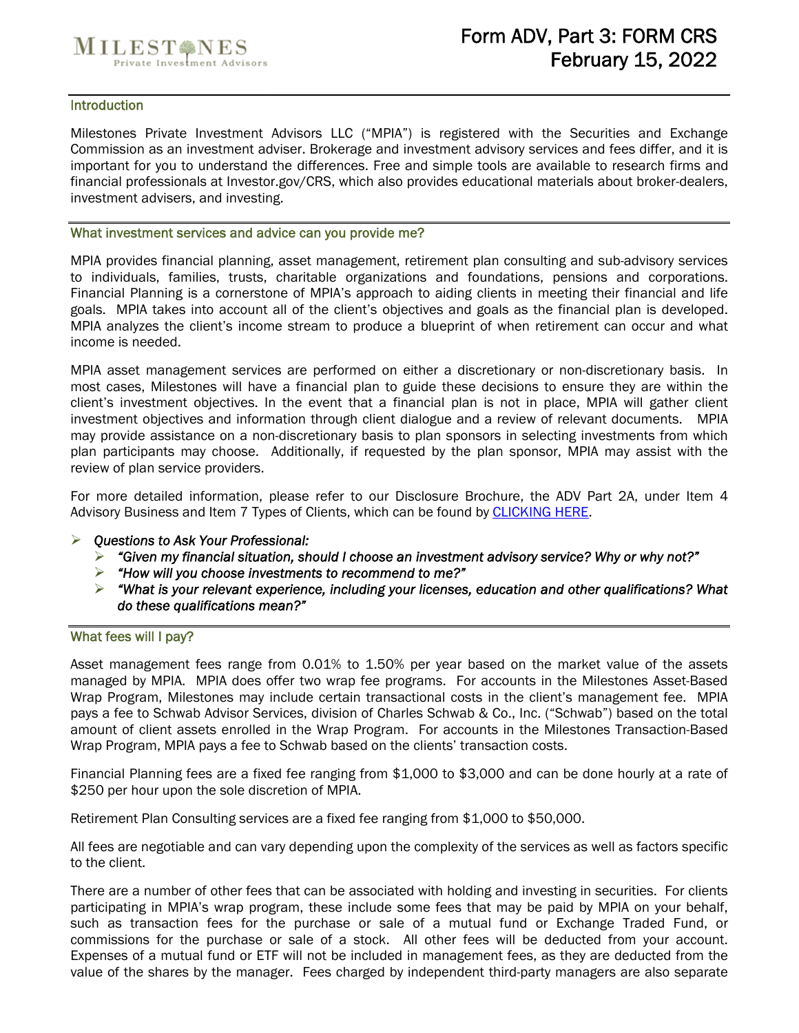MILESTONES
Private Investment Advisors

# Form ADV, Part 3: FORM CRS
# February 15, 2022

## Introduction

Milestones Private Investment Advisors LLC ("MPIA") is registered with the Securities and Exchange Commission as an investment adviser. Brokerage and investment advisory services and fees differ, and it is important for you to understand the differences. Free and simple tools are available to research firms and financial professionals at Investor.gov/CRS, which also provides educational materials about broker-dealers, investment advisers, and investing.

## What investment services and advice can you provide me?

MPIA provides financial planning, asset management, retirement plan consulting and sub-advisory services to individuals, families, trusts, charitable organizations and foundations, pensions and corporations. Financial Planning is a cornerstone of MPIA's approach to aiding clients in meeting their financial and life goals. MPIA takes into account all of the client's objectives and goals as the financial plan is developed. MPIA analyzes the client's income stream to produce a blueprint of when retirement can occur and what income is needed.

MPIA asset management services are performed on either a discretionary or non-discretionary basis. In most cases, Milestones will have a financial plan to guide these decisions to ensure they are within the client's investment objectives. In the event that a financial plan is not in place, MPIA will gather client investment objectives and information through client dialogue and a review of relevant documents. MPIA may provide assistance on a non-discretionary basis to plan sponsors in selecting investments from which plan participants may choose. Additionally, if requested by the plan sponsor, MPIA may assist with the review of plan service providers.

For more detailed information, please refer to our Disclosure Brochure, the ADV Part 2A, under Item 4 Advisory Business and Item 7 Types of Clients, which can be found by CLICKING HERE.

- *Questions to Ask Your Professional:*
  - *"Given my financial situation, should I choose an investment advisory service? Why or why not?"*
  - *"How will you choose investments to recommend to me?"*
  - *"What is your relevant experience, including your licenses, education and other qualifications? What do these qualifications mean?"*

## What fees will I pay?

Asset management fees range from 0.01% to 1.50% per year based on the market value of the assets managed by MPIA. MPIA does offer two wrap fee programs. For accounts in the Milestones Asset-Based Wrap Program, Milestones may include certain transactional costs in the client's management fee. MPIA pays a fee to Schwab Advisor Services, division of Charles Schwab & Co., Inc. ("Schwab") based on the total amount of client assets enrolled in the Wrap Program. For accounts in the Milestones Transaction-Based Wrap Program, MPIA pays a fee to Schwab based on the clients' transaction costs.

Financial Planning fees are a fixed fee ranging from $1,000 to $3,000 and can be done hourly at a rate of $250 per hour upon the sole discretion of MPIA.

Retirement Plan Consulting services are a fixed fee ranging from $1,000 to $50,000.

All fees are negotiable and can vary depending upon the complexity of the services as well as factors specific to the client.

There are a number of other fees that can be associated with holding and investing in securities. For clients participating in MPIA's wrap program, these include some fees that may be paid by MPIA on your behalf, such as transaction fees for the purchase or sale of a mutual fund or Exchange Traded Fund, or commissions for the purchase or sale of a stock. All other fees will be deducted from your account. Expenses of a mutual fund or ETF will not be included in management fees, as they are deducted from the value of the shares by the manager. Fees charged by independent third-party managers are also separate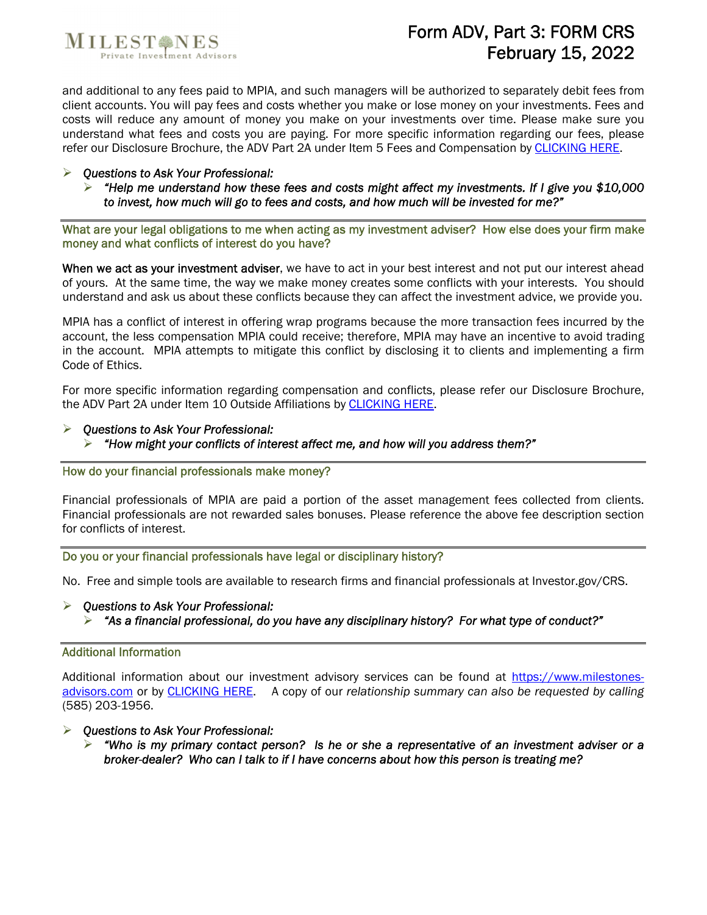and additional to any fees paid to MPIA, and such managers will be authorized to separately debit fees from client accounts. You will pay fees and costs whether you make or lose money on your investments. Fees and costs will reduce any amount of money you make on your investments over time. Please make sure you understand what fees and costs you are paying. For more specific information regarding our fees, please refer our Disclosure Brochure, the ADV Part 2A under Item 5 Fees and Compensation by [CLICKING HERE](#).

- *Questions to Ask Your Professional:*
  - ***"Help me understand how these fees and costs might affect my investments. If I give you $10,000 to invest, how much will go to fees and costs, and how much will be invested for me?"***

---

## What are your legal obligations to me when acting as my investment adviser? How else does your firm make money and what conflicts of interest do you have?

**When we act as your investment adviser**, we have to act in your best interest and not put our interest ahead of yours. At the same time, the way we make money creates some conflicts with your interests. You should understand and ask us about these conflicts because they can affect the investment advice, we provide you.

MPIA has a conflict of interest in offering wrap programs because the more transaction fees incurred by the account, the less compensation MPIA could receive; therefore, MPIA may have an incentive to avoid trading in the account. MPIA attempts to mitigate this conflict by disclosing it to clients and implementing a firm Code of Ethics.

For more specific information regarding compensation and conflicts, please refer our Disclosure Brochure, the ADV Part 2A under Item 10 Outside Affiliations by [CLICKING HERE](#).

- *Questions to Ask Your Professional:*
  - ***"How might your conflicts of interest affect me, and how will you address them?"***

---

## How do your financial professionals make money?

Financial professionals of MPIA are paid a portion of the asset management fees collected from clients. Financial professionals are not rewarded sales bonuses. Please reference the above fee description section for conflicts of interest.

---

## Do you or your financial professionals have legal or disciplinary history?

No. Free and simple tools are available to research firms and financial professionals at Investor.gov/CRS.

- *Questions to Ask Your Professional:*
  - ***"As a financial professional, do you have any disciplinary history? For what type of conduct?"***

---

## Additional Information

Additional information about our investment advisory services can be found at [https://www.milestones-advisors.com](https://www.milestones-advisors.com) or by [CLICKING HERE](#). A copy of our *relationship summary can also be requested by calling* (585) 203-1956.

- *Questions to Ask Your Professional:*
  - ***"Who is my primary contact person? Is he or she a representative of an investment adviser or a broker-dealer? Who can I talk to if I have concerns about how this person is treating me?***